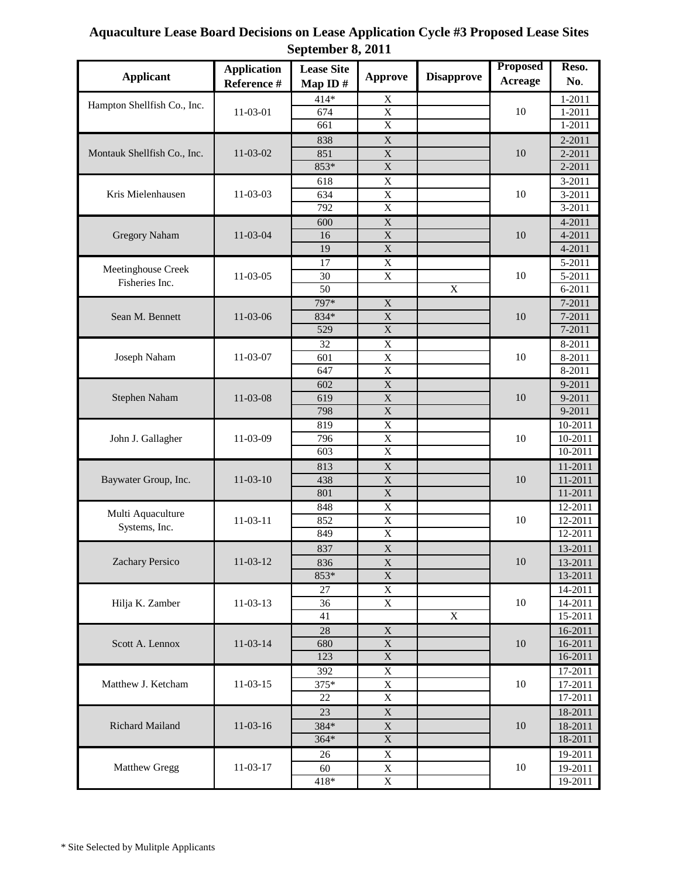# Aquaculture Lease Board Decisions on Lease Application Cycle #3 Proposed Lease Sites
## September 8, 2011

| Applicant | Application Reference # | Lease Site Map ID # | Approve | Disapprove | Proposed Acreage | Reso. No. |
|---|---|---|---|---|---|---|
| Hampton Shellfish Co., Inc. | 11-03-01 | 414* | X | | 10 | 1-2011 |
| | | 674 | X | | | 1-2011 |
| | | 661 | X | | | 1-2011 |
| Montauk Shellfish Co., Inc. | 11-03-02 | 838 | X | | 10 | 2-2011 |
| | | 851 | X | | | 2-2011 |
| | | 853* | X | | | 2-2011 |
| Kris Mielenhausen | 11-03-03 | 618 | X | | 10 | 3-2011 |
| | | 634 | X | | | 3-2011 |
| | | 792 | X | | | 3-2011 |
| Gregory Naham | 11-03-04 | 600 | X | | 10 | 4-2011 |
| | | 16 | X | | | 4-2011 |
| | | 19 | X | | | 4-2011 |
| Meetinghouse Creek Fisheries Inc. | 11-03-05 | 17 | X | | 10 | 5-2011 |
| | | 30 | X | | | 5-2011 |
| | | 50 | | X | | 6-2011 |
| Sean M. Bennett | 11-03-06 | 797* | X | | 10 | 7-2011 |
| | | 834* | X | | | 7-2011 |
| | | 529 | X | | | 7-2011 |
| Joseph Naham | 11-03-07 | 32 | X | | 10 | 8-2011 |
| | | 601 | X | | | 8-2011 |
| | | 647 | X | | | 8-2011 |
| Stephen Naham | 11-03-08 | 602 | X | | 10 | 9-2011 |
| | | 619 | X | | | 9-2011 |
| | | 798 | X | | | 9-2011 |
| John J. Gallagher | 11-03-09 | 819 | X | | 10 | 10-2011 |
| | | 796 | X | | | 10-2011 |
| | | 603 | X | | | 10-2011 |
| Baywater Group, Inc. | 11-03-10 | 813 | X | | 10 | 11-2011 |
| | | 438 | X | | | 11-2011 |
| | | 801 | X | | | 11-2011 |
| Multi Aquaculture Systems, Inc. | 11-03-11 | 848 | X | | 10 | 12-2011 |
| | | 852 | X | | | 12-2011 |
| | | 849 | X | | | 12-2011 |
| Zachary Persico | 11-03-12 | 837 | X | | 10 | 13-2011 |
| | | 836 | X | | | 13-2011 |
| | | 853* | X | | | 13-2011 |
| Hilja K. Zamber | 11-03-13 | 27 | X | | 10 | 14-2011 |
| | | 36 | X | | | 14-2011 |
| | | 41 | | X | | 15-2011 |
| Scott A. Lennox | 11-03-14 | 28 | X | | 10 | 16-2011 |
| | | 680 | X | | | 16-2011 |
| | | 123 | X | | | 16-2011 |
| Matthew J. Ketcham | 11-03-15 | 392 | X | | 10 | 17-2011 |
| | | 375* | X | | | 17-2011 |
| | | 22 | X | | | 17-2011 |
| Richard Mailand | 11-03-16 | 23 | X | | 10 | 18-2011 |
| | | 384* | X | | | 18-2011 |
| | | 364* | X | | | 18-2011 |
| Matthew Gregg | 11-03-17 | 26 | X | | 10 | 19-2011 |
| | | 60 | X | | | 19-2011 |
| | | 418* | X | | | 19-2011 |

\* Site Selected by Mulitple Applicants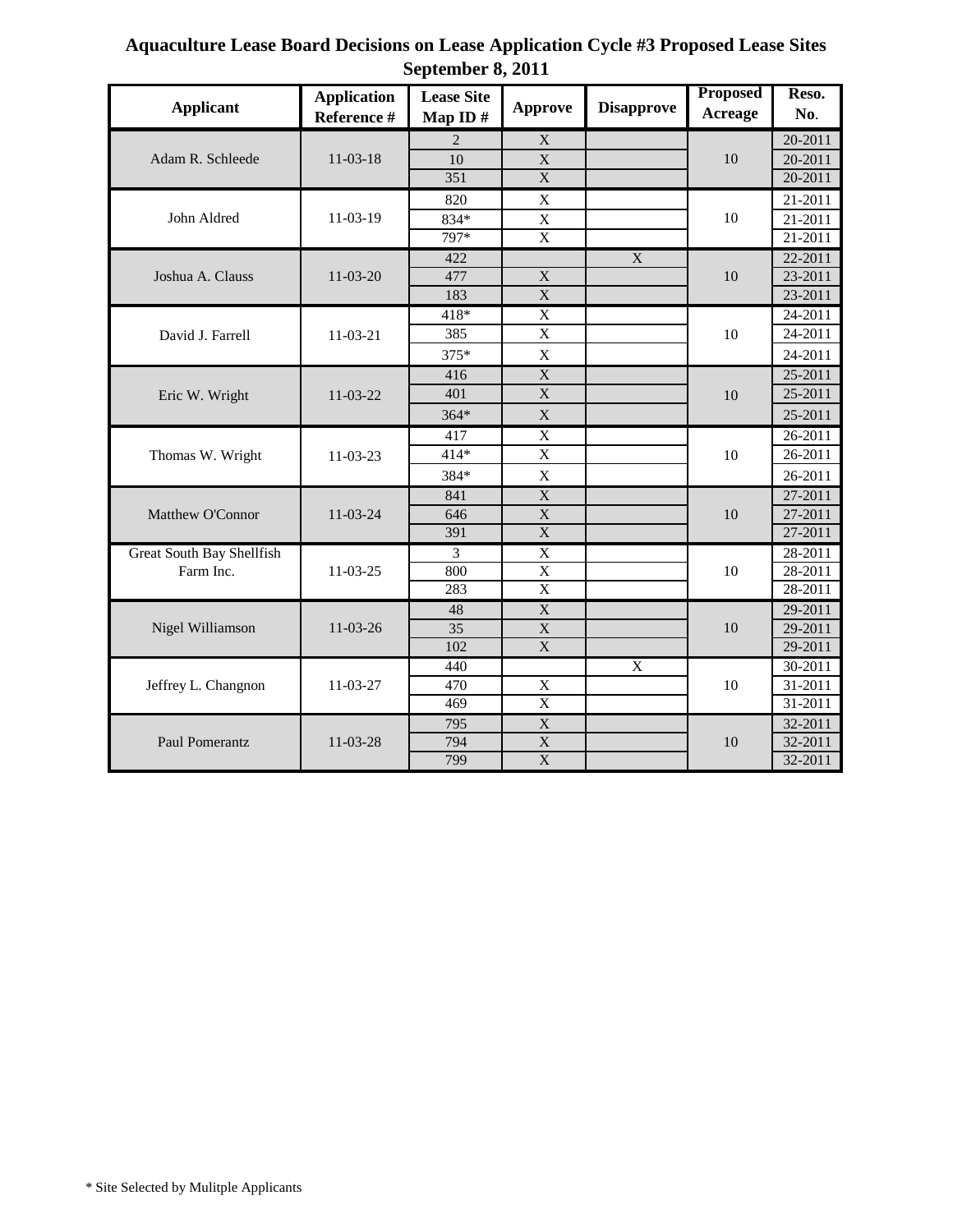# Aquaculture Lease Board Decisions on Lease Application Cycle #3 Proposed Lease Sites
## September 8, 2011

| Applicant | Application Reference # | Lease Site Map ID # | Approve | Disapprove | Proposed Acreage | Reso. No. |
|---|---|---|---|---|---|---|
| Adam R. Schleede | 11-03-18 | 2 | X | | 10 | 20-2011 |
| | | 10 | X | | | 20-2011 |
| | | 351 | X | | | 20-2011 |
| John Aldred | 11-03-19 | 820 | X | | 10 | 21-2011 |
| | | 834* | X | | | 21-2011 |
| | | 797* | X | | | 21-2011 |
| Joshua A. Clauss | 11-03-20 | 422 | | X | 10 | 22-2011 |
| | | 477 | X | | | 23-2011 |
| | | 183 | X | | | 23-2011 |
| David J. Farrell | 11-03-21 | 418* | X | | 10 | 24-2011 |
| | | 385 | X | | | 24-2011 |
| | | 375* | X | | | 24-2011 |
| Eric W. Wright | 11-03-22 | 416 | X | | 10 | 25-2011 |
| | | 401 | X | | | 25-2011 |
| | | 364* | X | | | 25-2011 |
| Thomas W. Wright | 11-03-23 | 417 | X | | 10 | 26-2011 |
| | | 414* | X | | | 26-2011 |
| | | 384* | X | | | 26-2011 |
| Matthew O'Connor | 11-03-24 | 841 | X | | 10 | 27-2011 |
| | | 646 | X | | | 27-2011 |
| | | 391 | X | | | 27-2011 |
| Great South Bay Shellfish Farm Inc. | 11-03-25 | 3 | X | | 10 | 28-2011 |
| | | 800 | X | | | 28-2011 |
| | | 283 | X | | | 28-2011 |
| Nigel Williamson | 11-03-26 | 48 | X | | 10 | 29-2011 |
| | | 35 | X | | | 29-2011 |
| | | 102 | X | | | 29-2011 |
| Jeffrey L. Changnon | 11-03-27 | 440 | | X | 10 | 30-2011 |
| | | 470 | X | | | 31-2011 |
| | | 469 | X | | | 31-2011 |
| Paul Pomerantz | 11-03-28 | 795 | X | | 10 | 32-2011 |
| | | 794 | X | | | 32-2011 |
| | | 799 | X | | | 32-2011 |

* Site Selected by Mulitple Applicants